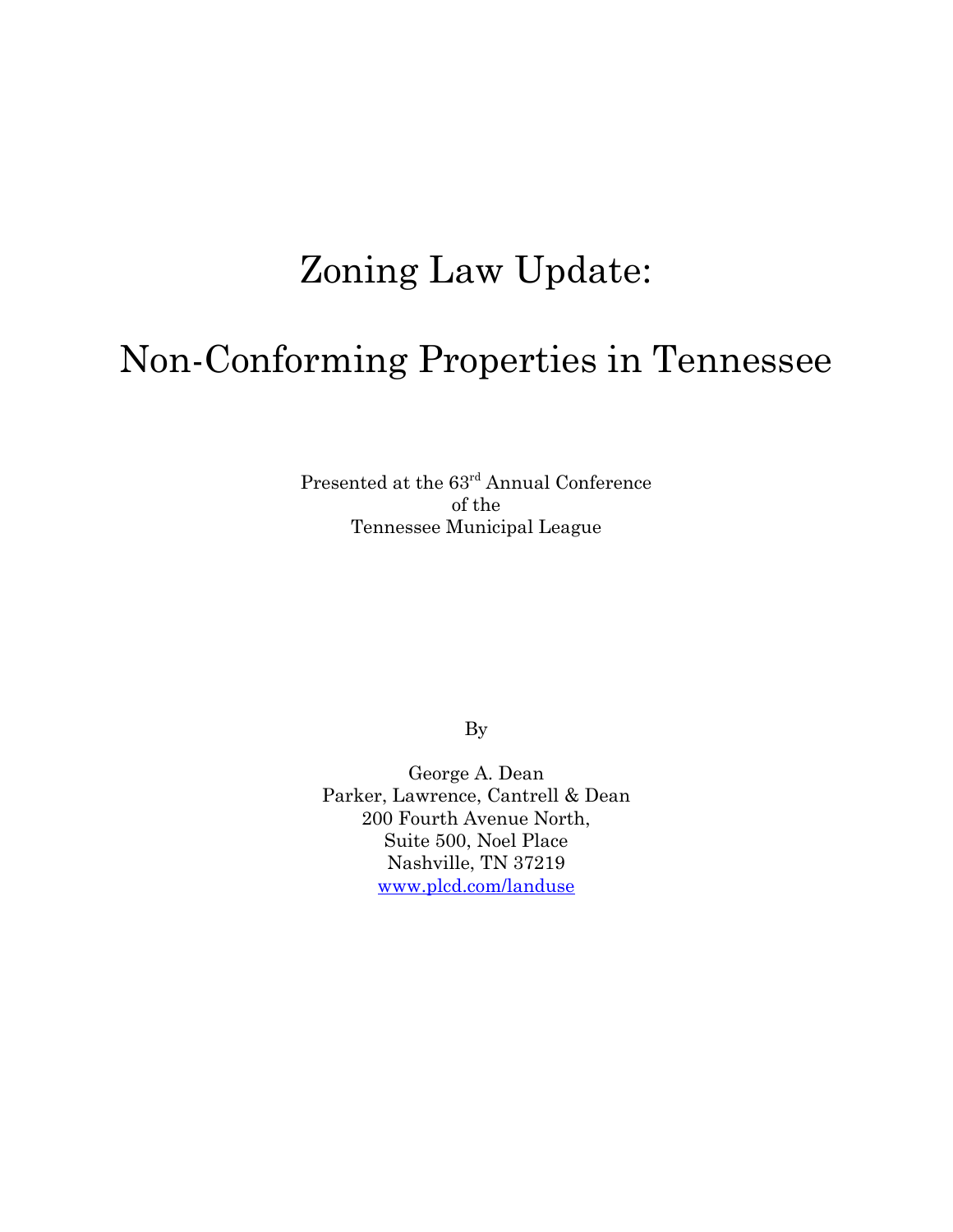# Zoning Law Update:

# Non-Conforming Properties in Tennessee

Presented at the 63rd Annual Conference
of the
Tennessee Municipal League

By

George A. Dean
Parker, Lawrence, Cantrell & Dean
200 Fourth Avenue North,
Suite 500, Noel Place
Nashville, TN 37219
www.plcd.com/landuse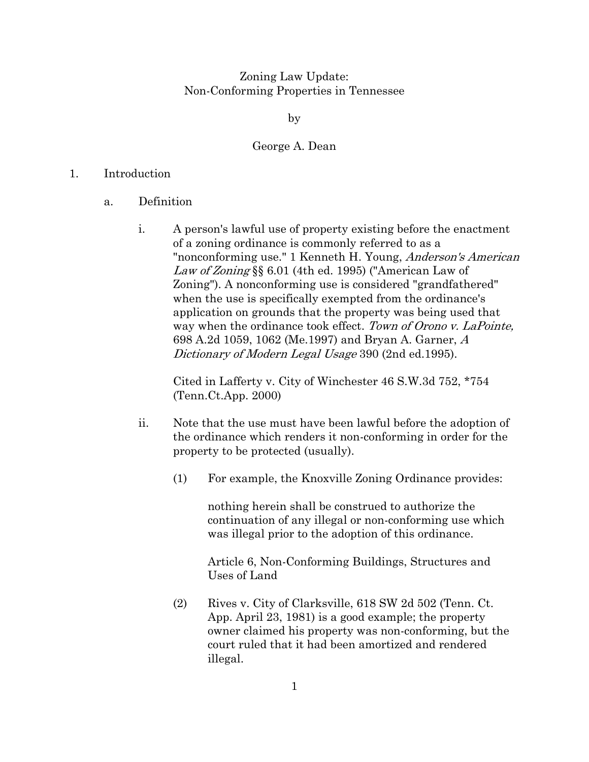Zoning Law Update:
Non-Conforming Properties in Tennessee

by

George A. Dean

1. Introduction

   a. Definition

      i. A person's lawful use of property existing before the enactment of a zoning ordinance is commonly referred to as a "nonconforming use." 1 Kenneth H. Young, *Anderson's American Law of Zoning* §§ 6.01 (4th ed. 1995) ("American Law of Zoning"). A nonconforming use is considered "grandfathered" when the use is specifically exempted from the ordinance's application on grounds that the property was being used that way when the ordinance took effect. *Town of Orono v. LaPointe,* 698 A.2d 1059, 1062 (Me.1997) and Bryan A. Garner, *A Dictionary of Modern Legal Usage* 390 (2nd ed.1995).

         Cited in Lafferty v. City of Winchester 46 S.W.3d 752, *754 (Tenn.Ct.App. 2000)

      ii. Note that the use must have been lawful before the adoption of the ordinance which renders it non-conforming in order for the property to be protected (usually).

         (1) For example, the Knoxville Zoning Ordinance provides:

             nothing herein shall be construed to authorize the continuation of any illegal or non-conforming use which was illegal prior to the adoption of this ordinance.

             Article 6, Non-Conforming Buildings, Structures and Uses of Land

         (2) Rives v. City of Clarksville, 618 SW 2d 502 (Tenn. Ct. App. April 23, 1981) is a good example; the property owner claimed his property was non-conforming, but the court ruled that it had been amortized and rendered illegal.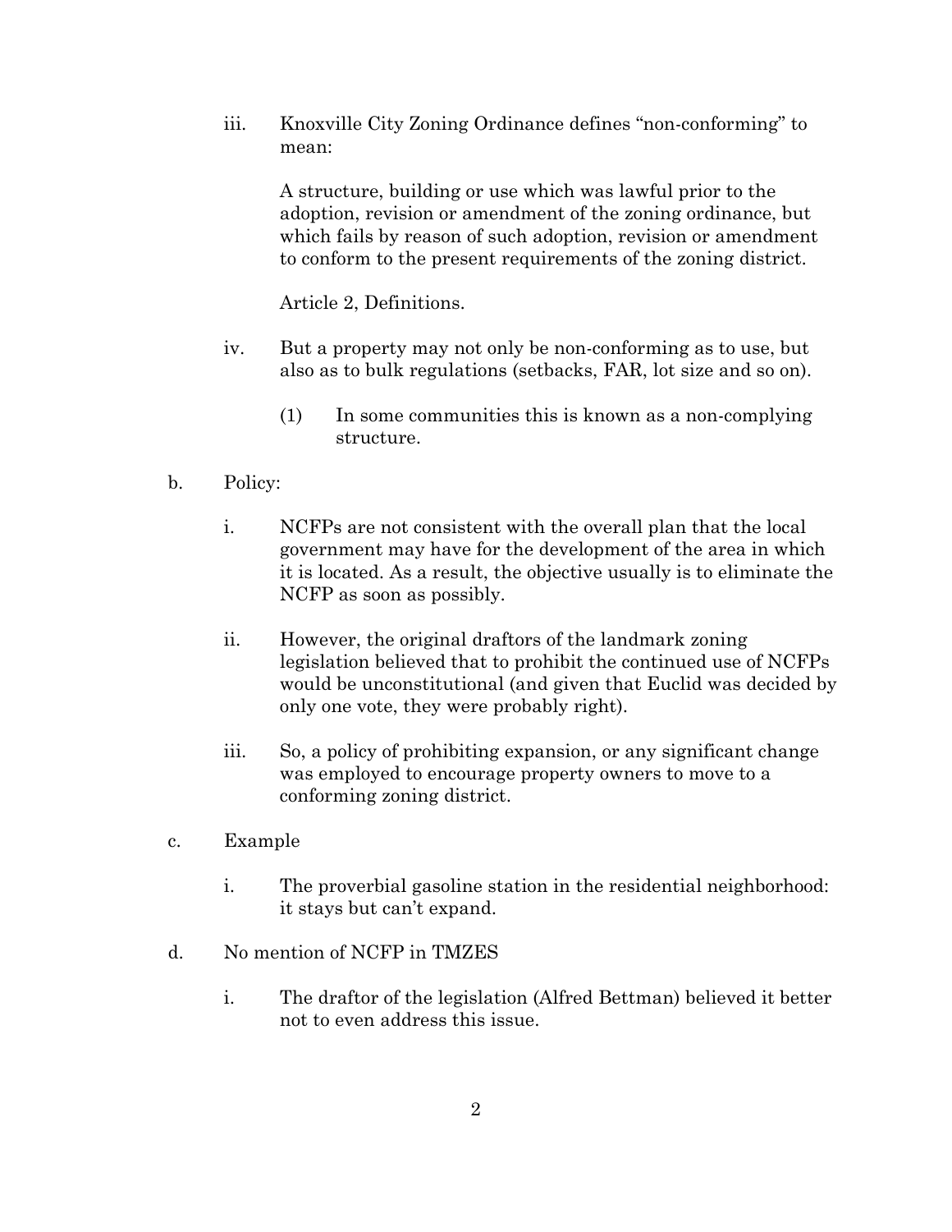iii. Knoxville City Zoning Ordinance defines "non-conforming" to mean:

> A structure, building or use which was lawful prior to the adoption, revision or amendment of the zoning ordinance, but which fails by reason of such adoption, revision or amendment to conform to the present requirements of the zoning district.
>
> Article 2, Definitions.

iv. But a property may not only be non-conforming as to use, but also as to bulk regulations (setbacks, FAR, lot size and so on).

(1) In some communities this is known as a non-complying structure.

b. Policy:

i. NCFPs are not consistent with the overall plan that the local government may have for the development of the area in which it is located. As a result, the objective usually is to eliminate the NCFP as soon as possibly.

ii. However, the original draftors of the landmark zoning legislation believed that to prohibit the continued use of NCFPs would be unconstitutional (and given that Euclid was decided by only one vote, they were probably right).

iii. So, a policy of prohibiting expansion, or any significant change was employed to encourage property owners to move to a conforming zoning district.

c. Example

i. The proverbial gasoline station in the residential neighborhood: it stays but can't expand.

d. No mention of NCFP in TMZES

i. The draftor of the legislation (Alfred Bettman) believed it better not to even address this issue.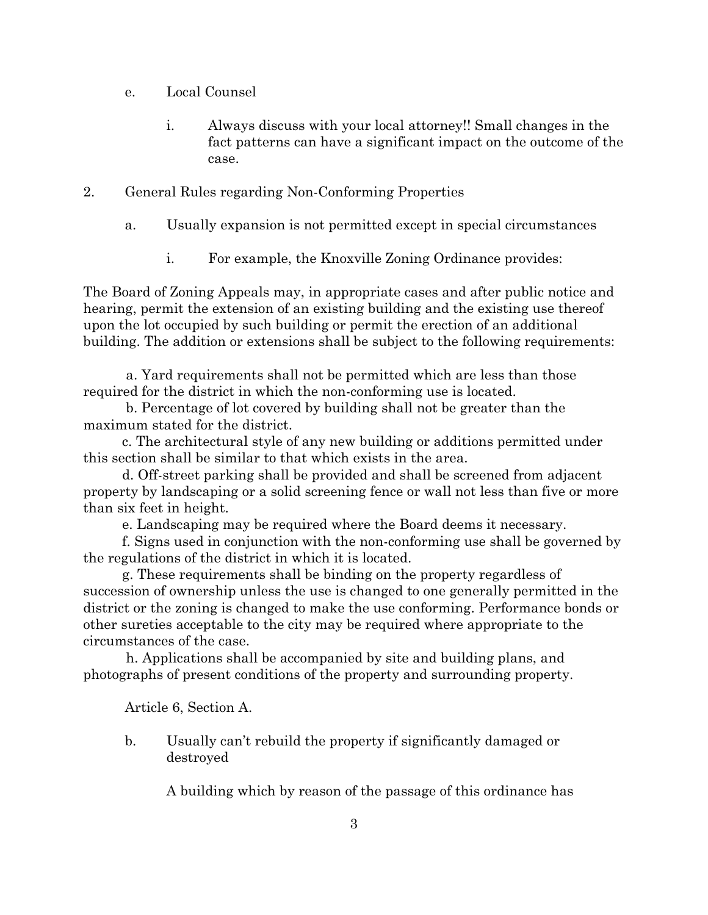e. Local Counsel

   i. Always discuss with your local attorney!! Small changes in the fact patterns can have a significant impact on the outcome of the case.

2. General Rules regarding Non-Conforming Properties

   a. Usually expansion is not permitted except in special circumstances

      i. For example, the Knoxville Zoning Ordinance provides:

The Board of Zoning Appeals may, in appropriate cases and after public notice and hearing, permit the extension of an existing building and the existing use thereof upon the lot occupied by such building or permit the erection of an additional building. The addition or extensions shall be subject to the following requirements:

a. Yard requirements shall not be permitted which are less than those required for the district in which the non-conforming use is located.

b. Percentage of lot covered by building shall not be greater than the maximum stated for the district.

c. The architectural style of any new building or additions permitted under this section shall be similar to that which exists in the area.

d. Off-street parking shall be provided and shall be screened from adjacent property by landscaping or a solid screening fence or wall not less than five or more than six feet in height.

e. Landscaping may be required where the Board deems it necessary.

f. Signs used in conjunction with the non-conforming use shall be governed by the regulations of the district in which it is located.

g. These requirements shall be binding on the property regardless of succession of ownership unless the use is changed to one generally permitted in the district or the zoning is changed to make the use conforming. Performance bonds or other sureties acceptable to the city may be required where appropriate to the circumstances of the case.

h. Applications shall be accompanied by site and building plans, and photographs of present conditions of the property and surrounding property.

Article 6, Section A.

   b. Usually can't rebuild the property if significantly damaged or destroyed

      A building which by reason of the passage of this ordinance has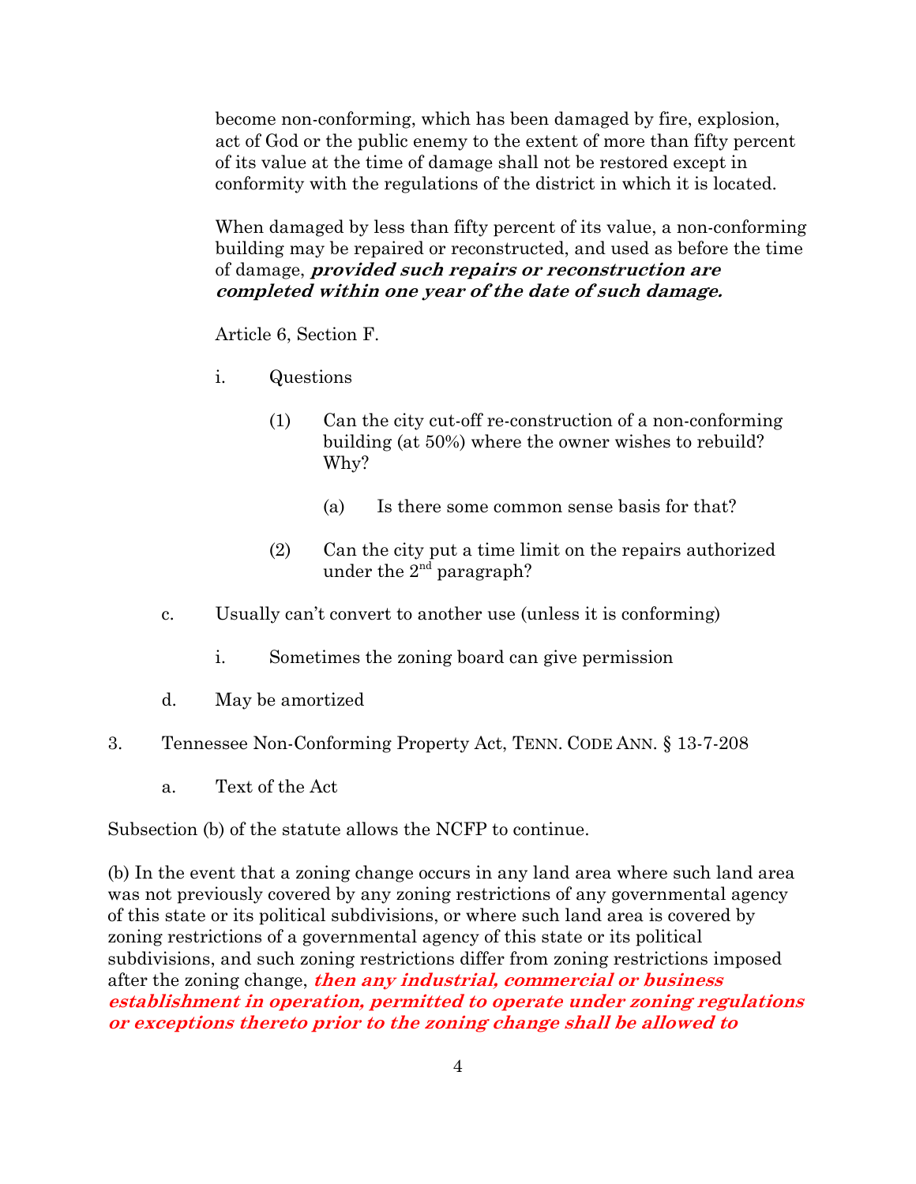become non-conforming, which has been damaged by fire, explosion, act of God or the public enemy to the extent of more than fifty percent of its value at the time of damage shall not be restored except in conformity with the regulations of the district in which it is located.

When damaged by less than fifty percent of its value, a non-conforming building may be repaired or reconstructed, and used as before the time of damage, ***provided such repairs or reconstruction are completed within one year of the date of such damage.***

Article 6, Section F.

- i. Questions
  - (1) Can the city cut-off re-construction of a non-conforming building (at 50%) where the owner wishes to rebuild? Why?
    - (a) Is there some common sense basis for that?
  - (2) Can the city put a time limit on the repairs authorized under the 2nd paragraph?

c. Usually can't convert to another use (unless it is conforming)

- i. Sometimes the zoning board can give permission

d. May be amortized

3. Tennessee Non-Conforming Property Act, TENN. CODE ANN. § 13-7-208

a. Text of the Act

Subsection (b) of the statute allows the NCFP to continue.

(b) In the event that a zoning change occurs in any land area where such land area was not previously covered by any zoning restrictions of any governmental agency of this state or its political subdivisions, or where such land area is covered by zoning restrictions of a governmental agency of this state or its political subdivisions, and such zoning restrictions differ from zoning restrictions imposed after the zoning change, ***then any industrial, commercial or business establishment in operation, permitted to operate under zoning regulations or exceptions thereto prior to the zoning change shall be allowed to***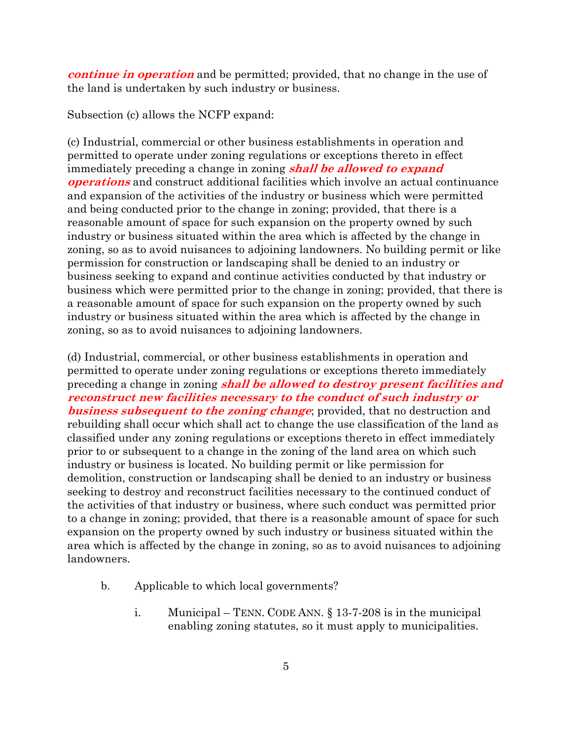***continue in operation*** and be permitted; provided, that no change in the use of the land is undertaken by such industry or business.

Subsection (c) allows the NCFP expand:

(c) Industrial, commercial or other business establishments in operation and permitted to operate under zoning regulations or exceptions thereto in effect immediately preceding a change in zoning ***shall be allowed to expand operations*** and construct additional facilities which involve an actual continuance and expansion of the activities of the industry or business which were permitted and being conducted prior to the change in zoning; provided, that there is a reasonable amount of space for such expansion on the property owned by such industry or business situated within the area which is affected by the change in zoning, so as to avoid nuisances to adjoining landowners. No building permit or like permission for construction or landscaping shall be denied to an industry or business seeking to expand and continue activities conducted by that industry or business which were permitted prior to the change in zoning; provided, that there is a reasonable amount of space for such expansion on the property owned by such industry or business situated within the area which is affected by the change in zoning, so as to avoid nuisances to adjoining landowners.

(d) Industrial, commercial, or other business establishments in operation and permitted to operate under zoning regulations or exceptions thereto immediately preceding a change in zoning ***shall be allowed to destroy present facilities and reconstruct new facilities necessary to the conduct of such industry or business subsequent to the zoning change***; provided, that no destruction and rebuilding shall occur which shall act to change the use classification of the land as classified under any zoning regulations or exceptions thereto in effect immediately prior to or subsequent to a change in the zoning of the land area on which such industry or business is located. No building permit or like permission for demolition, construction or landscaping shall be denied to an industry or business seeking to destroy and reconstruct facilities necessary to the continued conduct of the activities of that industry or business, where such conduct was permitted prior to a change in zoning; provided, that there is a reasonable amount of space for such expansion on the property owned by such industry or business situated within the area which is affected by the change in zoning, so as to avoid nuisances to adjoining landowners.

b. Applicable to which local governments?

   i. Municipal – TENN. CODE ANN. § 13-7-208 is in the municipal enabling zoning statutes, so it must apply to municipalities.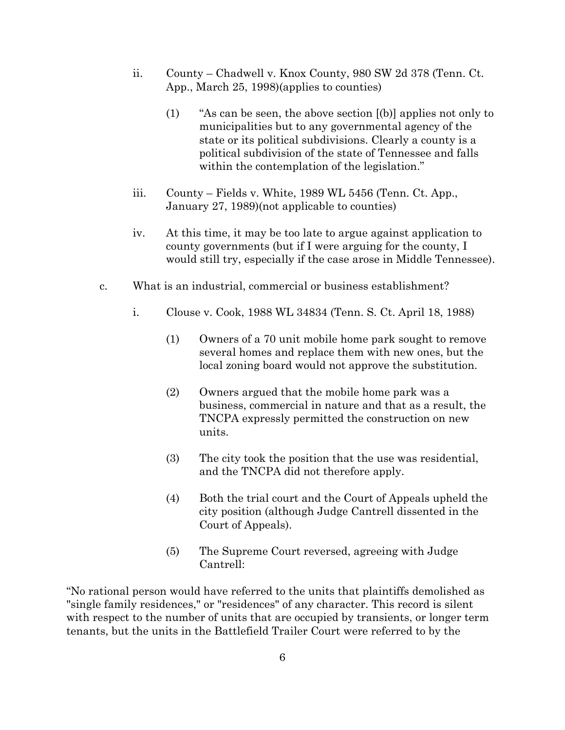ii. County – Chadwell v. Knox County, 980 SW 2d 378 (Tenn. Ct. App., March 25, 1998)(applies to counties)

(1) "As can be seen, the above section [(b)] applies not only to municipalities but to any governmental agency of the state or its political subdivisions. Clearly a county is a political subdivision of the state of Tennessee and falls within the contemplation of the legislation."

iii. County – Fields v. White, 1989 WL 5456 (Tenn. Ct. App., January 27, 1989)(not applicable to counties)

iv. At this time, it may be too late to argue against application to county governments (but if I were arguing for the county, I would still try, especially if the case arose in Middle Tennessee).

c. What is an industrial, commercial or business establishment?

i. Clouse v. Cook, 1988 WL 34834 (Tenn. S. Ct. April 18, 1988)

(1) Owners of a 70 unit mobile home park sought to remove several homes and replace them with new ones, but the local zoning board would not approve the substitution.

(2) Owners argued that the mobile home park was a business, commercial in nature and that as a result, the TNCPA expressly permitted the construction on new units.

(3) The city took the position that the use was residential, and the TNCPA did not therefore apply.

(4) Both the trial court and the Court of Appeals upheld the city position (although Judge Cantrell dissented in the Court of Appeals).

(5) The Supreme Court reversed, agreeing with Judge Cantrell:

"No rational person would have referred to the units that plaintiffs demolished as "single family residences," or "residences" of any character. This record is silent with respect to the number of units that are occupied by transients, or longer term tenants, but the units in the Battlefield Trailer Court were referred to by the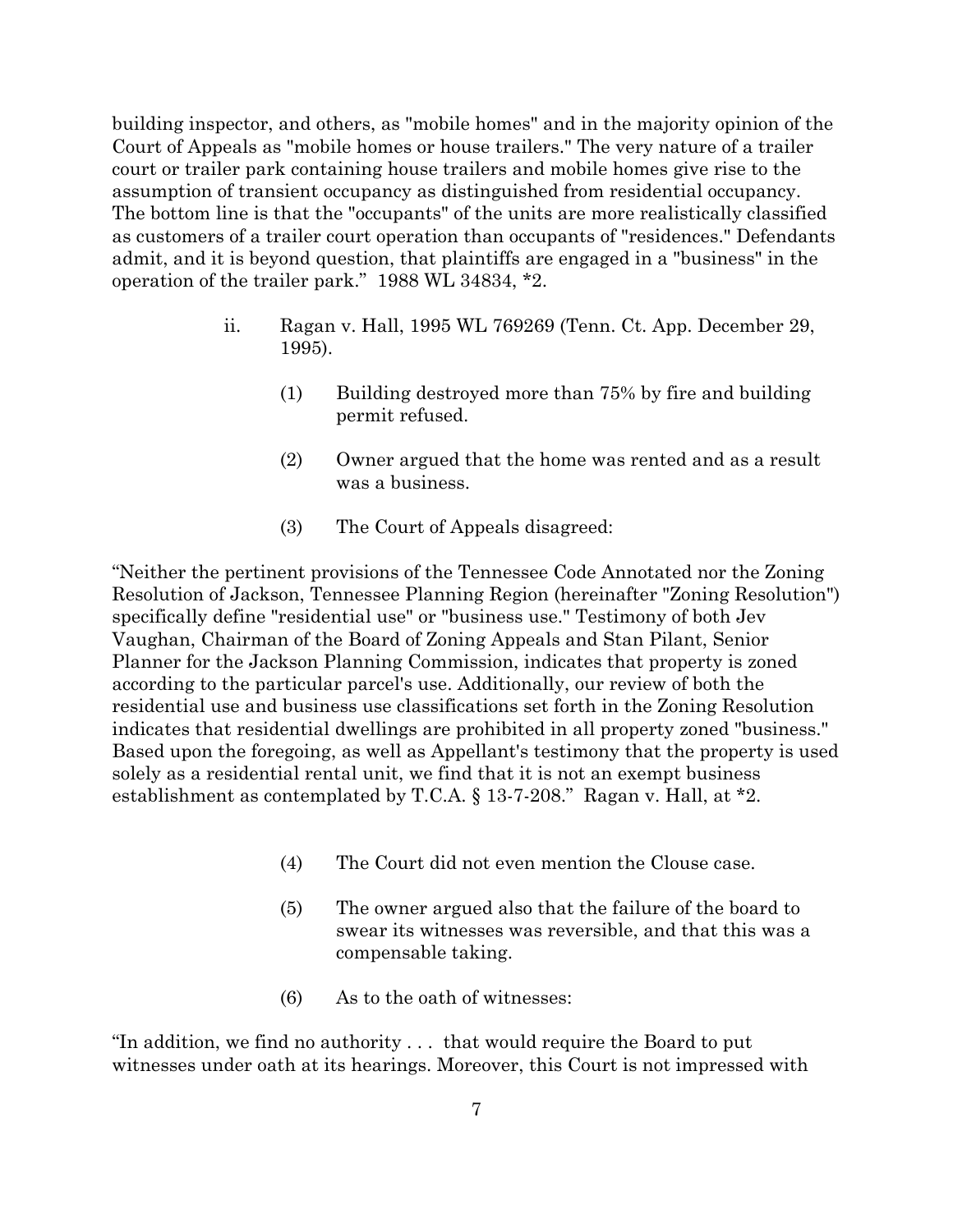building inspector, and others, as "mobile homes" and in the majority opinion of the Court of Appeals as "mobile homes or house trailers." The very nature of a trailer court or trailer park containing house trailers and mobile homes give rise to the assumption of transient occupancy as distinguished from residential occupancy. The bottom line is that the "occupants" of the units are more realistically classified as customers of a trailer court operation than occupants of "residences." Defendants admit, and it is beyond question, that plaintiffs are engaged in a "business" in the operation of the trailer park." 1988 WL 34834, *2.

ii. Ragan v. Hall, 1995 WL 769269 (Tenn. Ct. App. December 29, 1995).

(1) Building destroyed more than 75% by fire and building permit refused.

(2) Owner argued that the home was rented and as a result was a business.

(3) The Court of Appeals disagreed:

"Neither the pertinent provisions of the Tennessee Code Annotated nor the Zoning Resolution of Jackson, Tennessee Planning Region (hereinafter "Zoning Resolution") specifically define "residential use" or "business use." Testimony of both Jev Vaughan, Chairman of the Board of Zoning Appeals and Stan Pilant, Senior Planner for the Jackson Planning Commission, indicates that property is zoned according to the particular parcel's use. Additionally, our review of both the residential use and business use classifications set forth in the Zoning Resolution indicates that residential dwellings are prohibited in all property zoned "business." Based upon the foregoing, as well as Appellant's testimony that the property is used solely as a residential rental unit, we find that it is not an exempt business establishment as contemplated by T.C.A. § 13-7-208." Ragan v. Hall, at *2.

(4) The Court did not even mention the Clouse case.

(5) The owner argued also that the failure of the board to swear its witnesses was reversible, and that this was a compensable taking.

(6) As to the oath of witnesses:

"In addition, we find no authority . . . that would require the Board to put witnesses under oath at its hearings. Moreover, this Court is not impressed with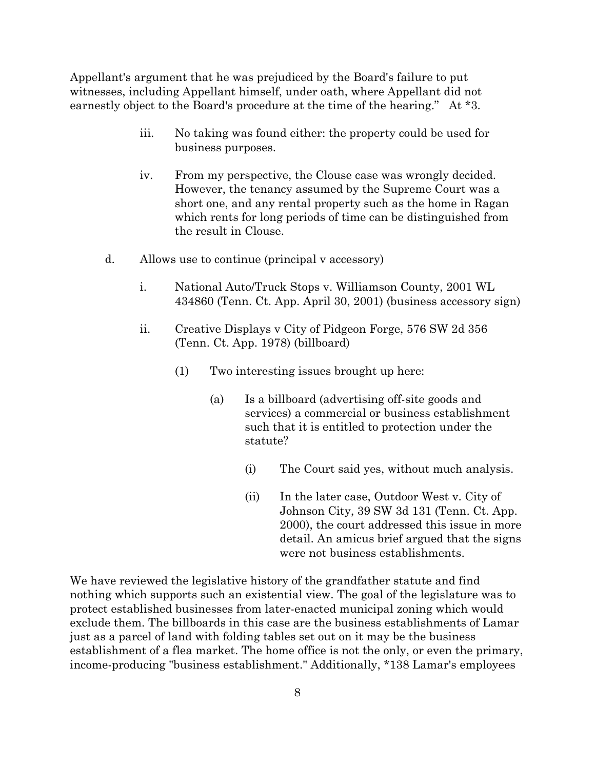Appellant's argument that he was prejudiced by the Board's failure to put witnesses, including Appellant himself, under oath, where Appellant did not earnestly object to the Board's procedure at the time of the hearing." At *3.

iii. No taking was found either: the property could be used for business purposes.

iv. From my perspective, the Clouse case was wrongly decided. However, the tenancy assumed by the Supreme Court was a short one, and any rental property such as the home in Ragan which rents for long periods of time can be distinguished from the result in Clouse.

d. Allows use to continue (principal v accessory)

i. National Auto/Truck Stops v. Williamson County, 2001 WL 434860 (Tenn. Ct. App. April 30, 2001) (business accessory sign)

ii. Creative Displays v City of Pidgeon Forge, 576 SW 2d 356 (Tenn. Ct. App. 1978) (billboard)

(1) Two interesting issues brought up here:

(a) Is a billboard (advertising off-site goods and services) a commercial or business establishment such that it is entitled to protection under the statute?

(i) The Court said yes, without much analysis.

(ii) In the later case, Outdoor West v. City of Johnson City, 39 SW 3d 131 (Tenn. Ct. App. 2000), the court addressed this issue in more detail. An amicus brief argued that the signs were not business establishments.

We have reviewed the legislative history of the grandfather statute and find nothing which supports such an existential view. The goal of the legislature was to protect established businesses from later-enacted municipal zoning which would exclude them. The billboards in this case are the business establishments of Lamar just as a parcel of land with folding tables set out on it may be the business establishment of a flea market. The home office is not the only, or even the primary, income-producing "business establishment." Additionally, *138 Lamar's employees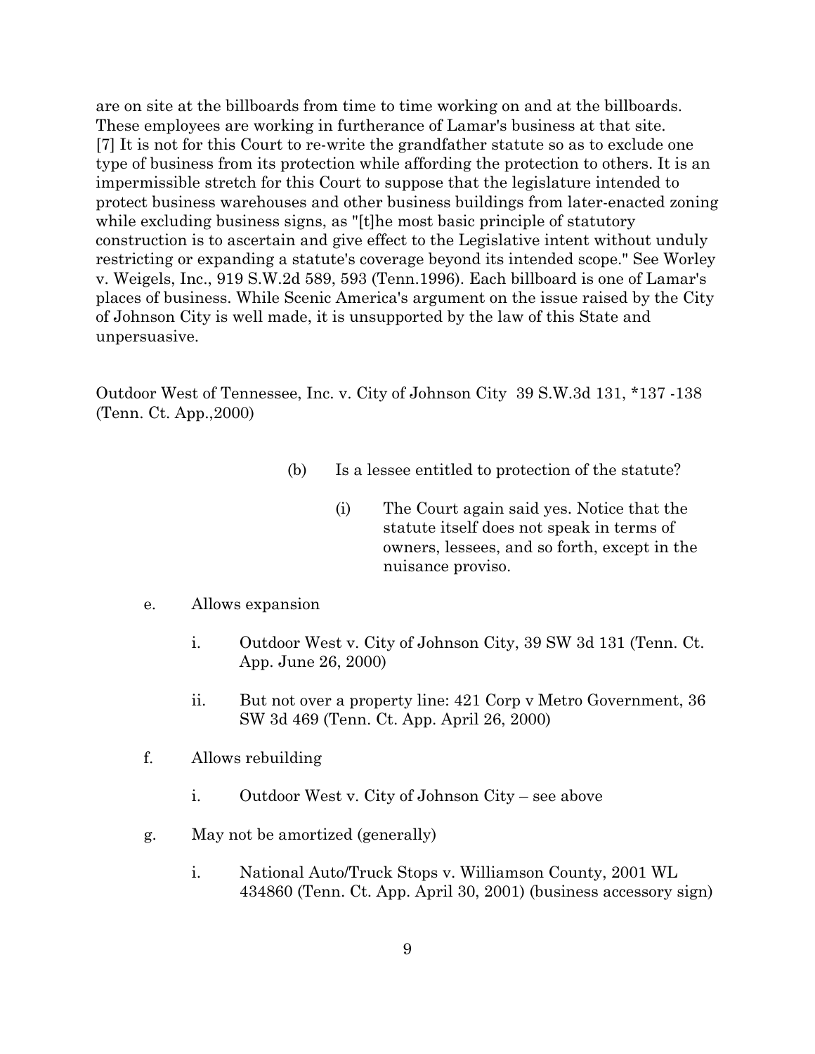are on site at the billboards from time to time working on and at the billboards. These employees are working in furtherance of Lamar's business at that site. [7] It is not for this Court to re-write the grandfather statute so as to exclude one type of business from its protection while affording the protection to others. It is an impermissible stretch for this Court to suppose that the legislature intended to protect business warehouses and other business buildings from later-enacted zoning while excluding business signs, as "[t]he most basic principle of statutory construction is to ascertain and give effect to the Legislative intent without unduly restricting or expanding a statute's coverage beyond its intended scope." See Worley v. Weigels, Inc., 919 S.W.2d 589, 593 (Tenn.1996). Each billboard is one of Lamar's places of business. While Scenic America's argument on the issue raised by the City of Johnson City is well made, it is unsupported by the law of this State and unpersuasive.

Outdoor West of Tennessee, Inc. v. City of Johnson City 39 S.W.3d 131, *137 -138 (Tenn. Ct. App.,2000)

- (b) Is a lessee entitled to protection of the statute?
    - (i) The Court again said yes. Notice that the statute itself does not speak in terms of owners, lessees, and so forth, except in the nuisance proviso.

e. Allows expansion

- i. Outdoor West v. City of Johnson City, 39 SW 3d 131 (Tenn. Ct. App. June 26, 2000)
- ii. But not over a property line: 421 Corp v Metro Government, 36 SW 3d 469 (Tenn. Ct. App. April 26, 2000)

f. Allows rebuilding

- i. Outdoor West v. City of Johnson City – see above

g. May not be amortized (generally)

- i. National Auto/Truck Stops v. Williamson County, 2001 WL 434860 (Tenn. Ct. App. April 30, 2001) (business accessory sign)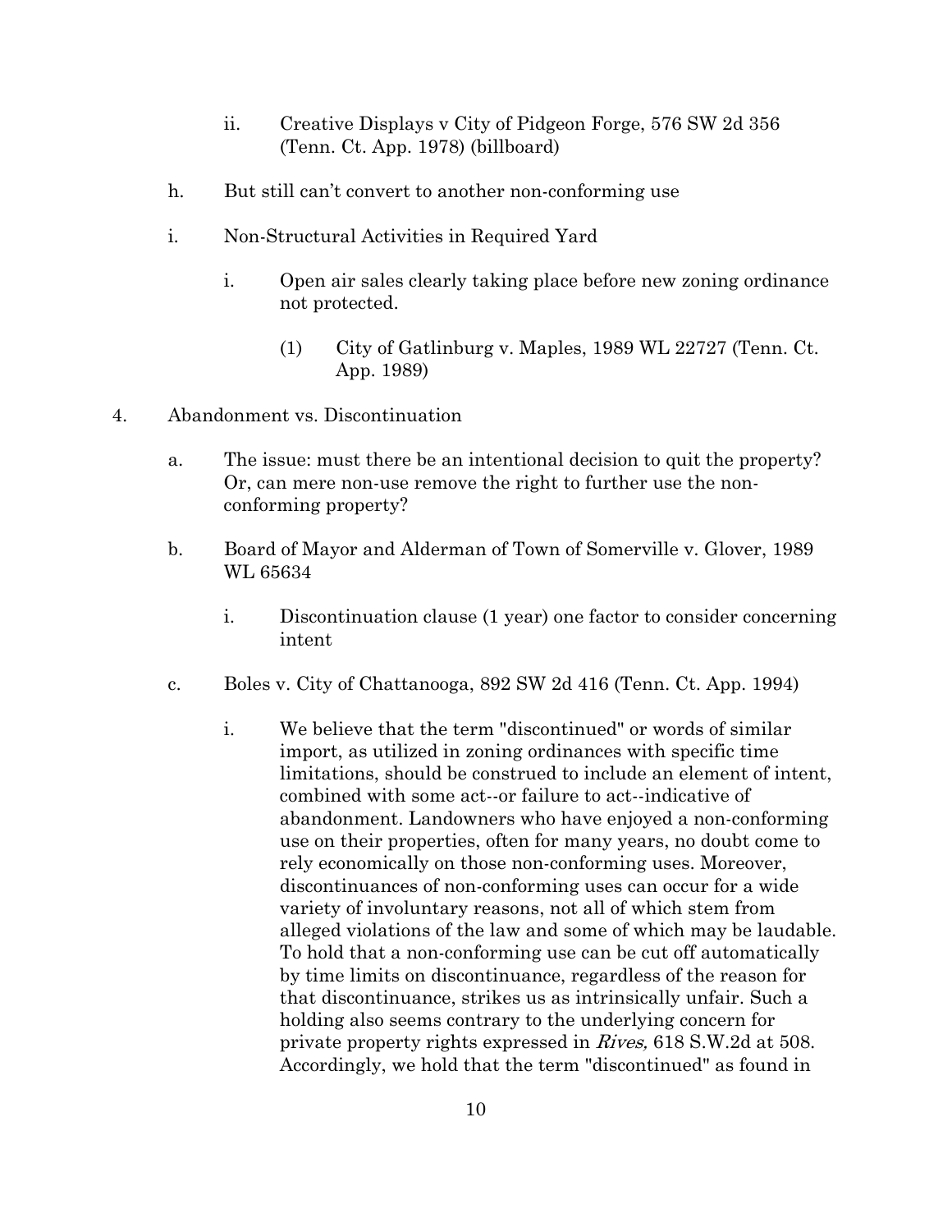ii. Creative Displays v City of Pidgeon Forge, 576 SW 2d 356 (Tenn. Ct. App. 1978) (billboard)

h. But still can't convert to another non-conforming use

i. Non-Structural Activities in Required Yard

   i. Open air sales clearly taking place before new zoning ordinance not protected.

      (1) City of Gatlinburg v. Maples, 1989 WL 22727 (Tenn. Ct. App. 1989)

4. Abandonment vs. Discontinuation

   a. The issue: must there be an intentional decision to quit the property? Or, can mere non-use remove the right to further use the non-conforming property?

   b. Board of Mayor and Alderman of Town of Somerville v. Glover, 1989 WL 65634

      i. Discontinuation clause (1 year) one factor to consider concerning intent

   c. Boles v. City of Chattanooga, 892 SW 2d 416 (Tenn. Ct. App. 1994)

      i. We believe that the term "discontinued" or words of similar import, as utilized in zoning ordinances with specific time limitations, should be construed to include an element of intent, combined with some act--or failure to act--indicative of abandonment. Landowners who have enjoyed a non-conforming use on their properties, often for many years, no doubt come to rely economically on those non-conforming uses. Moreover, discontinuances of non-conforming uses can occur for a wide variety of involuntary reasons, not all of which stem from alleged violations of the law and some of which may be laudable. To hold that a non-conforming use can be cut off automatically by time limits on discontinuance, regardless of the reason for that discontinuance, strikes us as intrinsically unfair. Such a holding also seems contrary to the underlying concern for private property rights expressed in *Rives,* 618 S.W.2d at 508. Accordingly, we hold that the term "discontinued" as found in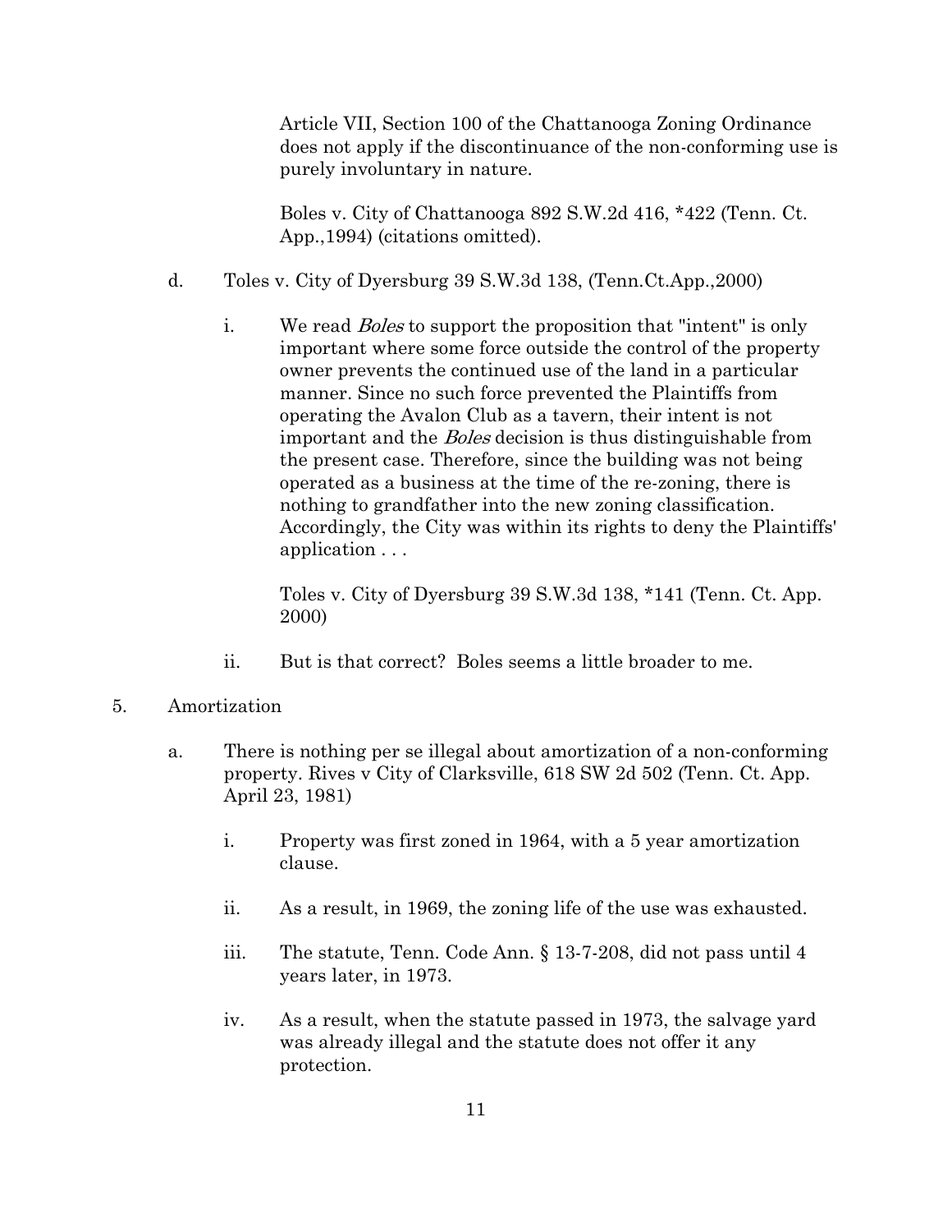> Article VII, Section 100 of the Chattanooga Zoning Ordinance does not apply if the discontinuance of the non-conforming use is purely involuntary in nature.
>
> Boles v. City of Chattanooga 892 S.W.2d 416, *422 (Tenn. Ct. App.,1994) (citations omitted).

d. Toles v. City of Dyersburg 39 S.W.3d 138, (Tenn.Ct.App.,2000)

   i. We read *Boles* to support the proposition that "intent" is only important where some force outside the control of the property owner prevents the continued use of the land in a particular manner. Since no such force prevented the Plaintiffs from operating the Avalon Club as a tavern, their intent is not important and the *Boles* decision is thus distinguishable from the present case. Therefore, since the building was not being operated as a business at the time of the re-zoning, there is nothing to grandfather into the new zoning classification. Accordingly, the City was within its rights to deny the Plaintiffs' application . . .

      Toles v. City of Dyersburg 39 S.W.3d 138, *141 (Tenn. Ct. App. 2000)

   ii. But is that correct? Boles seems a little broader to me.

5. Amortization

   a. There is nothing per se illegal about amortization of a non-conforming property. Rives v City of Clarksville, 618 SW 2d 502 (Tenn. Ct. App. April 23, 1981)

      i. Property was first zoned in 1964, with a 5 year amortization clause.

      ii. As a result, in 1969, the zoning life of the use was exhausted.

      iii. The statute, Tenn. Code Ann. § 13-7-208, did not pass until 4 years later, in 1973.

      iv. As a result, when the statute passed in 1973, the salvage yard was already illegal and the statute does not offer it any protection.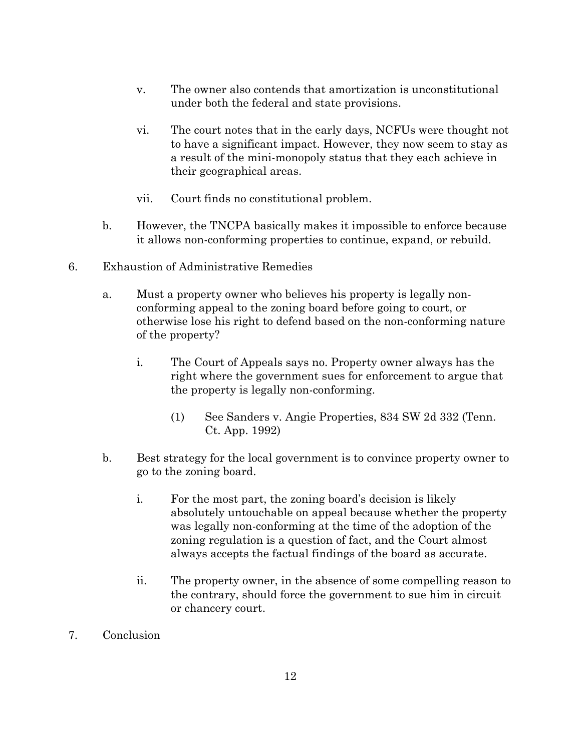v. The owner also contends that amortization is unconstitutional under both the federal and state provisions.

vi. The court notes that in the early days, NCFUs were thought not to have a significant impact. However, they now seem to stay as a result of the mini-monopoly status that they each achieve in their geographical areas.

vii. Court finds no constitutional problem.

b. However, the TNCPA basically makes it impossible to enforce because it allows non-conforming properties to continue, expand, or rebuild.

6. Exhaustion of Administrative Remedies

   a. Must a property owner who believes his property is legally non-conforming appeal to the zoning board before going to court, or otherwise lose his right to defend based on the non-conforming nature of the property?

      i. The Court of Appeals says no. Property owner always has the right where the government sues for enforcement to argue that the property is legally non-conforming.

         (1) See Sanders v. Angie Properties, 834 SW 2d 332 (Tenn. Ct. App. 1992)

   b. Best strategy for the local government is to convince property owner to go to the zoning board.

      i. For the most part, the zoning board's decision is likely absolutely untouchable on appeal because whether the property was legally non-conforming at the time of the adoption of the zoning regulation is a question of fact, and the Court almost always accepts the factual findings of the board as accurate.

      ii. The property owner, in the absence of some compelling reason to the contrary, should force the government to sue him in circuit or chancery court.

7. Conclusion